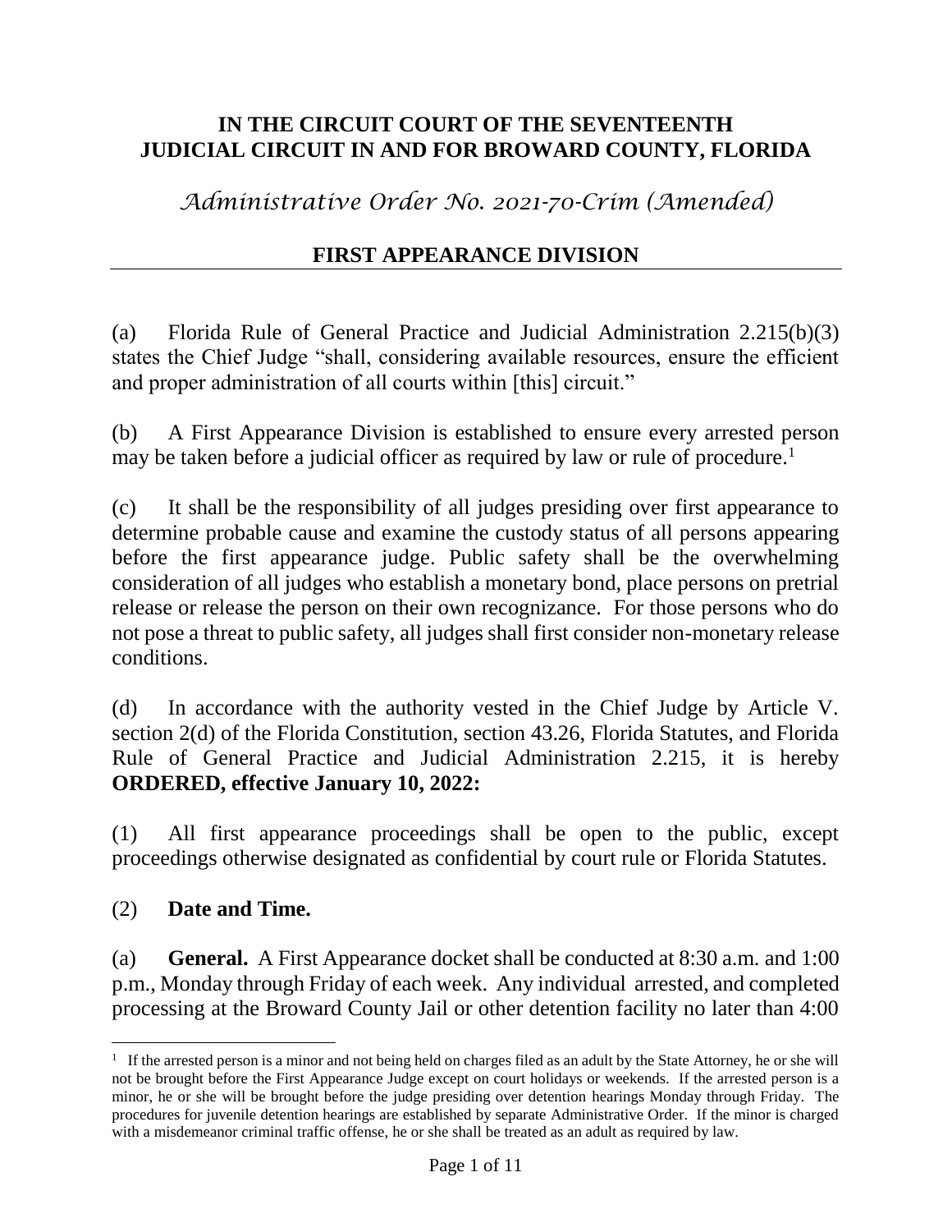**IN THE CIRCUIT COURT OF THE SEVENTEENTH JUDICIAL CIRCUIT IN AND FOR BROWARD COUNTY, FLORIDA**

*Administrative Order No. 2021-70-Crim (Amended)*

## FIRST APPEARANCE DIVISION

(a) Florida Rule of General Practice and Judicial Administration 2.215(b)(3) states the Chief Judge "shall, considering available resources, ensure the efficient and proper administration of all courts within [this] circuit."

(b) A First Appearance Division is established to ensure every arrested person may be taken before a judicial officer as required by law or rule of procedure.[1]

(c) It shall be the responsibility of all judges presiding over first appearance to determine probable cause and examine the custody status of all persons appearing before the first appearance judge. Public safety shall be the overwhelming consideration of all judges who establish a monetary bond, place persons on pretrial release or release the person on their own recognizance. For those persons who do not pose a threat to public safety, all judges shall first consider non-monetary release conditions.

(d) In accordance with the authority vested in the Chief Judge by Article V. section 2(d) of the Florida Constitution, section 43.26, Florida Statutes, and Florida Rule of General Practice and Judicial Administration 2.215, it is hereby **ORDERED, effective January 10, 2022:**

(1) All first appearance proceedings shall be open to the public, except proceedings otherwise designated as confidential by court rule or Florida Statutes.

(2) **Date and Time.**

(a) **General.** A First Appearance docket shall be conducted at 8:30 a.m. and 1:00 p.m., Monday through Friday of each week. Any individual arrested, and completed processing at the Broward County Jail or other detention facility no later than 4:00

---

[1] If the arrested person is a minor and not being held on charges filed as an adult by the State Attorney, he or she will not be brought before the First Appearance Judge except on court holidays or weekends. If the arrested person is a minor, he or she will be brought before the judge presiding over detention hearings Monday through Friday. The procedures for juvenile detention hearings are established by separate Administrative Order. If the minor is charged with a misdemeanor criminal traffic offense, he or she shall be treated as an adult as required by law.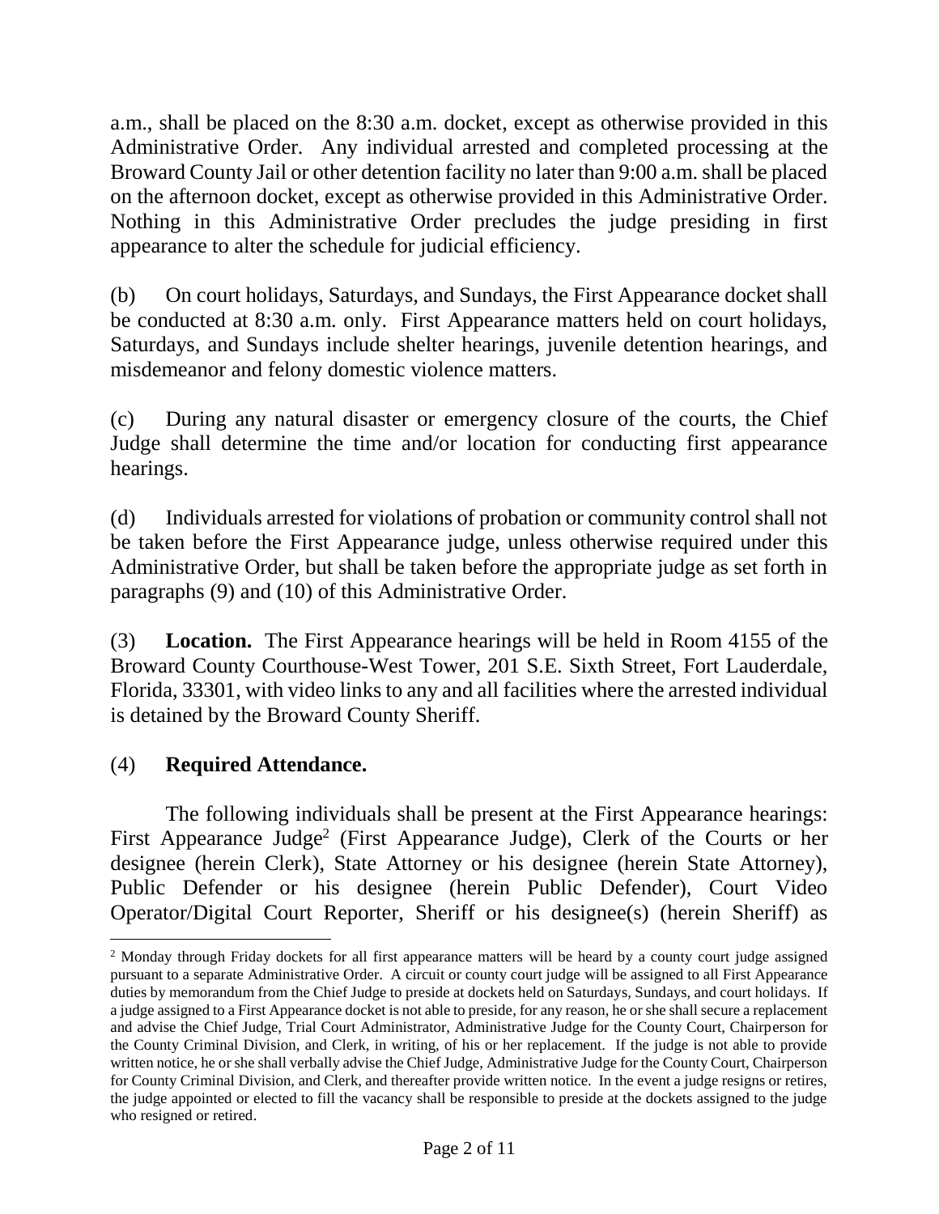a.m., shall be placed on the 8:30 a.m. docket, except as otherwise provided in this Administrative Order. Any individual arrested and completed processing at the Broward County Jail or other detention facility no later than 9:00 a.m. shall be placed on the afternoon docket, except as otherwise provided in this Administrative Order. Nothing in this Administrative Order precludes the judge presiding in first appearance to alter the schedule for judicial efficiency.

(b) On court holidays, Saturdays, and Sundays, the First Appearance docket shall be conducted at 8:30 a.m. only. First Appearance matters held on court holidays, Saturdays, and Sundays include shelter hearings, juvenile detention hearings, and misdemeanor and felony domestic violence matters.

(c) During any natural disaster or emergency closure of the courts, the Chief Judge shall determine the time and/or location for conducting first appearance hearings.

(d) Individuals arrested for violations of probation or community control shall not be taken before the First Appearance judge, unless otherwise required under this Administrative Order, but shall be taken before the appropriate judge as set forth in paragraphs (9) and (10) of this Administrative Order.

(3) **Location.** The First Appearance hearings will be held in Room 4155 of the Broward County Courthouse-West Tower, 201 S.E. Sixth Street, Fort Lauderdale, Florida, 33301, with video links to any and all facilities where the arrested individual is detained by the Broward County Sheriff.

(4) **Required Attendance.**

The following individuals shall be present at the First Appearance hearings: First Appearance Judge[2] (First Appearance Judge), Clerk of the Courts or her designee (herein Clerk), State Attorney or his designee (herein State Attorney), Public Defender or his designee (herein Public Defender), Court Video Operator/Digital Court Reporter, Sheriff or his designee(s) (herein Sheriff) as

---

[2] Monday through Friday dockets for all first appearance matters will be heard by a county court judge assigned pursuant to a separate Administrative Order. A circuit or county court judge will be assigned to all First Appearance duties by memorandum from the Chief Judge to preside at dockets held on Saturdays, Sundays, and court holidays. If a judge assigned to a First Appearance docket is not able to preside, for any reason, he or she shall secure a replacement and advise the Chief Judge, Trial Court Administrator, Administrative Judge for the County Court, Chairperson for the County Criminal Division, and Clerk, in writing, of his or her replacement. If the judge is not able to provide written notice, he or she shall verbally advise the Chief Judge, Administrative Judge for the County Court, Chairperson for County Criminal Division, and Clerk, and thereafter provide written notice. In the event a judge resigns or retires, the judge appointed or elected to fill the vacancy shall be responsible to preside at the dockets assigned to the judge who resigned or retired.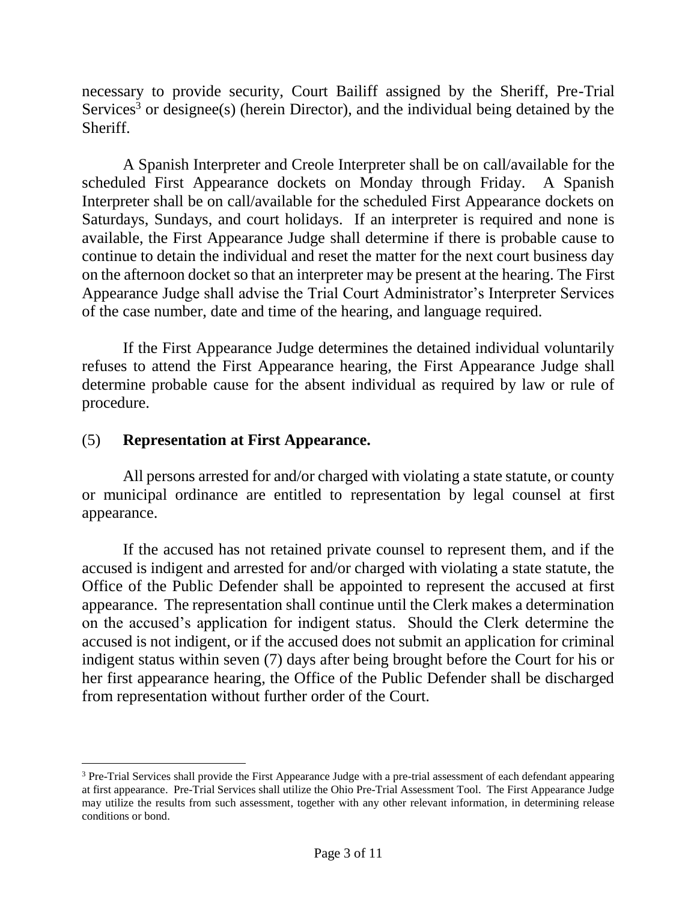necessary to provide security, Court Bailiff assigned by the Sheriff, Pre-Trial Services[3] or designee(s) (herein Director), and the individual being detained by the Sheriff.

A Spanish Interpreter and Creole Interpreter shall be on call/available for the scheduled First Appearance dockets on Monday through Friday. A Spanish Interpreter shall be on call/available for the scheduled First Appearance dockets on Saturdays, Sundays, and court holidays. If an interpreter is required and none is available, the First Appearance Judge shall determine if there is probable cause to continue to detain the individual and reset the matter for the next court business day on the afternoon docket so that an interpreter may be present at the hearing. The First Appearance Judge shall advise the Trial Court Administrator's Interpreter Services of the case number, date and time of the hearing, and language required.

If the First Appearance Judge determines the detained individual voluntarily refuses to attend the First Appearance hearing, the First Appearance Judge shall determine probable cause for the absent individual as required by law or rule of procedure.

## (5) **Representation at First Appearance.**

All persons arrested for and/or charged with violating a state statute, or county or municipal ordinance are entitled to representation by legal counsel at first appearance.

If the accused has not retained private counsel to represent them, and if the accused is indigent and arrested for and/or charged with violating a state statute, the Office of the Public Defender shall be appointed to represent the accused at first appearance. The representation shall continue until the Clerk makes a determination on the accused's application for indigent status. Should the Clerk determine the accused is not indigent, or if the accused does not submit an application for criminal indigent status within seven (7) days after being brought before the Court for his or her first appearance hearing, the Office of the Public Defender shall be discharged from representation without further order of the Court.

---

[3] Pre-Trial Services shall provide the First Appearance Judge with a pre-trial assessment of each defendant appearing at first appearance. Pre-Trial Services shall utilize the Ohio Pre-Trial Assessment Tool. The First Appearance Judge may utilize the results from such assessment, together with any other relevant information, in determining release conditions or bond.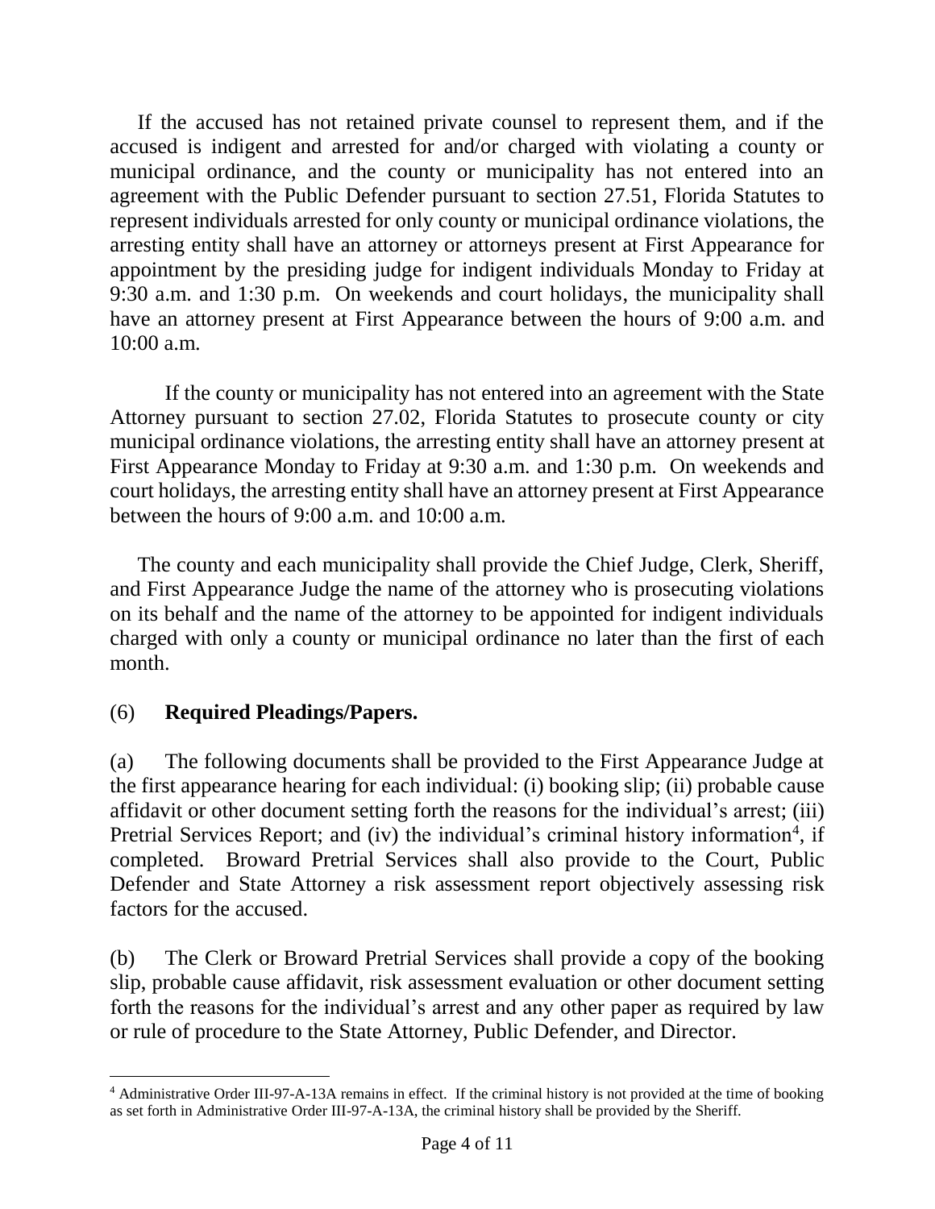If the accused has not retained private counsel to represent them, and if the accused is indigent and arrested for and/or charged with violating a county or municipal ordinance, and the county or municipality has not entered into an agreement with the Public Defender pursuant to section 27.51, Florida Statutes to represent individuals arrested for only county or municipal ordinance violations, the arresting entity shall have an attorney or attorneys present at First Appearance for appointment by the presiding judge for indigent individuals Monday to Friday at 9:30 a.m. and 1:30 p.m. On weekends and court holidays, the municipality shall have an attorney present at First Appearance between the hours of 9:00 a.m. and 10:00 a.m.

If the county or municipality has not entered into an agreement with the State Attorney pursuant to section 27.02, Florida Statutes to prosecute county or city municipal ordinance violations, the arresting entity shall have an attorney present at First Appearance Monday to Friday at 9:30 a.m. and 1:30 p.m. On weekends and court holidays, the arresting entity shall have an attorney present at First Appearance between the hours of 9:00 a.m. and 10:00 a.m.

The county and each municipality shall provide the Chief Judge, Clerk, Sheriff, and First Appearance Judge the name of the attorney who is prosecuting violations on its behalf and the name of the attorney to be appointed for indigent individuals charged with only a county or municipal ordinance no later than the first of each month.

(6) **Required Pleadings/Papers.**

(a) The following documents shall be provided to the First Appearance Judge at the first appearance hearing for each individual: (i) booking slip; (ii) probable cause affidavit or other document setting forth the reasons for the individual's arrest; (iii) Pretrial Services Report; and (iv) the individual's criminal history information[4], if completed. Broward Pretrial Services shall also provide to the Court, Public Defender and State Attorney a risk assessment report objectively assessing risk factors for the accused.

(b) The Clerk or Broward Pretrial Services shall provide a copy of the booking slip, probable cause affidavit, risk assessment evaluation or other document setting forth the reasons for the individual's arrest and any other paper as required by law or rule of procedure to the State Attorney, Public Defender, and Director.

[4] Administrative Order III-97-A-13A remains in effect. If the criminal history is not provided at the time of booking as set forth in Administrative Order III-97-A-13A, the criminal history shall be provided by the Sheriff.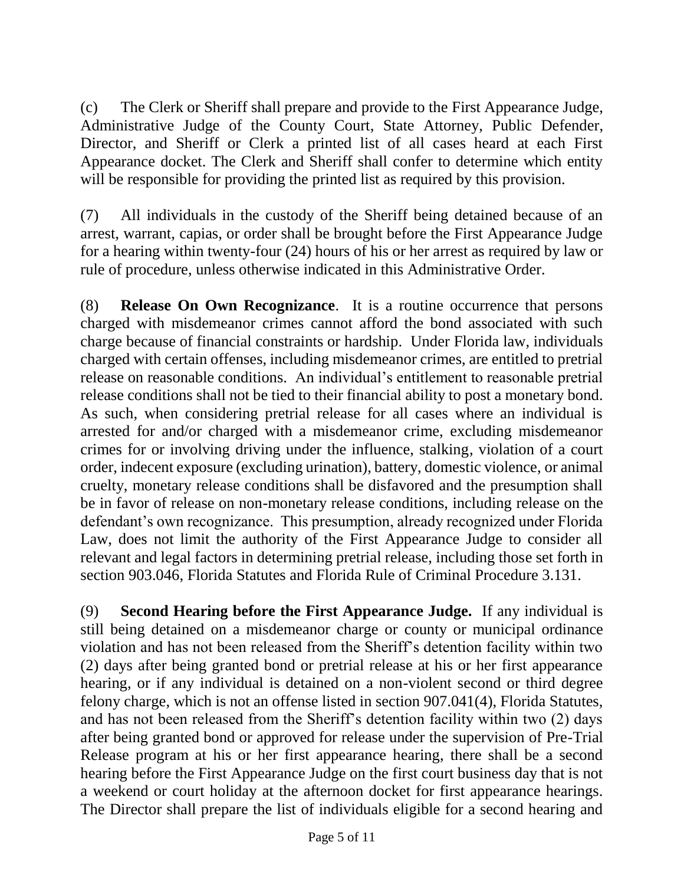(c) The Clerk or Sheriff shall prepare and provide to the First Appearance Judge, Administrative Judge of the County Court, State Attorney, Public Defender, Director, and Sheriff or Clerk a printed list of all cases heard at each First Appearance docket. The Clerk and Sheriff shall confer to determine which entity will be responsible for providing the printed list as required by this provision.

(7) All individuals in the custody of the Sheriff being detained because of an arrest, warrant, capias, or order shall be brought before the First Appearance Judge for a hearing within twenty-four (24) hours of his or her arrest as required by law or rule of procedure, unless otherwise indicated in this Administrative Order.

(8) **Release On Own Recognizance**. It is a routine occurrence that persons charged with misdemeanor crimes cannot afford the bond associated with such charge because of financial constraints or hardship. Under Florida law, individuals charged with certain offenses, including misdemeanor crimes, are entitled to pretrial release on reasonable conditions. An individual's entitlement to reasonable pretrial release conditions shall not be tied to their financial ability to post a monetary bond. As such, when considering pretrial release for all cases where an individual is arrested for and/or charged with a misdemeanor crime, excluding misdemeanor crimes for or involving driving under the influence, stalking, violation of a court order, indecent exposure (excluding urination), battery, domestic violence, or animal cruelty, monetary release conditions shall be disfavored and the presumption shall be in favor of release on non-monetary release conditions, including release on the defendant's own recognizance. This presumption, already recognized under Florida Law, does not limit the authority of the First Appearance Judge to consider all relevant and legal factors in determining pretrial release, including those set forth in section 903.046, Florida Statutes and Florida Rule of Criminal Procedure 3.131.

(9) **Second Hearing before the First Appearance Judge.** If any individual is still being detained on a misdemeanor charge or county or municipal ordinance violation and has not been released from the Sheriff's detention facility within two (2) days after being granted bond or pretrial release at his or her first appearance hearing, or if any individual is detained on a non-violent second or third degree felony charge, which is not an offense listed in section 907.041(4), Florida Statutes, and has not been released from the Sheriff's detention facility within two (2) days after being granted bond or approved for release under the supervision of Pre-Trial Release program at his or her first appearance hearing, there shall be a second hearing before the First Appearance Judge on the first court business day that is not a weekend or court holiday at the afternoon docket for first appearance hearings. The Director shall prepare the list of individuals eligible for a second hearing and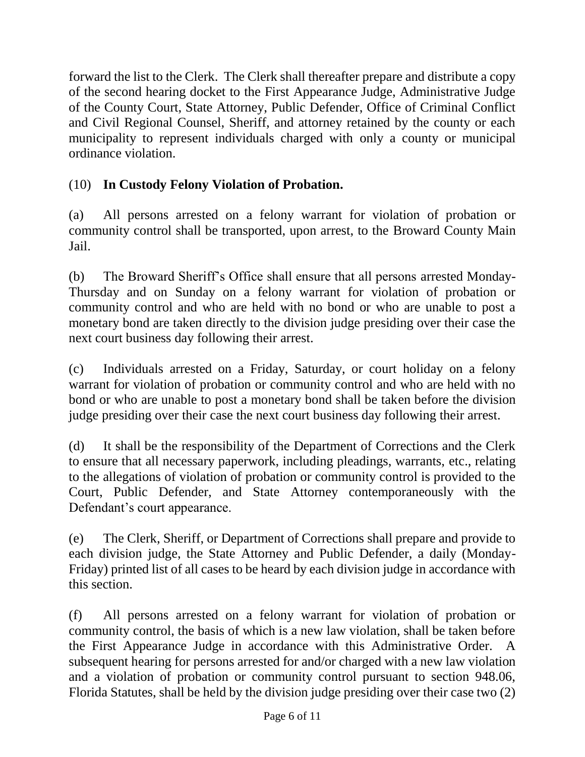forward the list to the Clerk. The Clerk shall thereafter prepare and distribute a copy of the second hearing docket to the First Appearance Judge, Administrative Judge of the County Court, State Attorney, Public Defender, Office of Criminal Conflict and Civil Regional Counsel, Sheriff, and attorney retained by the county or each municipality to represent individuals charged with only a county or municipal ordinance violation.

(10) **In Custody Felony Violation of Probation.**

(a) All persons arrested on a felony warrant for violation of probation or community control shall be transported, upon arrest, to the Broward County Main Jail.

(b) The Broward Sheriff's Office shall ensure that all persons arrested Monday-Thursday and on Sunday on a felony warrant for violation of probation or community control and who are held with no bond or who are unable to post a monetary bond are taken directly to the division judge presiding over their case the next court business day following their arrest.

(c) Individuals arrested on a Friday, Saturday, or court holiday on a felony warrant for violation of probation or community control and who are held with no bond or who are unable to post a monetary bond shall be taken before the division judge presiding over their case the next court business day following their arrest.

(d) It shall be the responsibility of the Department of Corrections and the Clerk to ensure that all necessary paperwork, including pleadings, warrants, etc., relating to the allegations of violation of probation or community control is provided to the Court, Public Defender, and State Attorney contemporaneously with the Defendant's court appearance.

(e) The Clerk, Sheriff, or Department of Corrections shall prepare and provide to each division judge, the State Attorney and Public Defender, a daily (Monday-Friday) printed list of all cases to be heard by each division judge in accordance with this section.

(f) All persons arrested on a felony warrant for violation of probation or community control, the basis of which is a new law violation, shall be taken before the First Appearance Judge in accordance with this Administrative Order. A subsequent hearing for persons arrested for and/or charged with a new law violation and a violation of probation or community control pursuant to section 948.06, Florida Statutes, shall be held by the division judge presiding over their case two (2)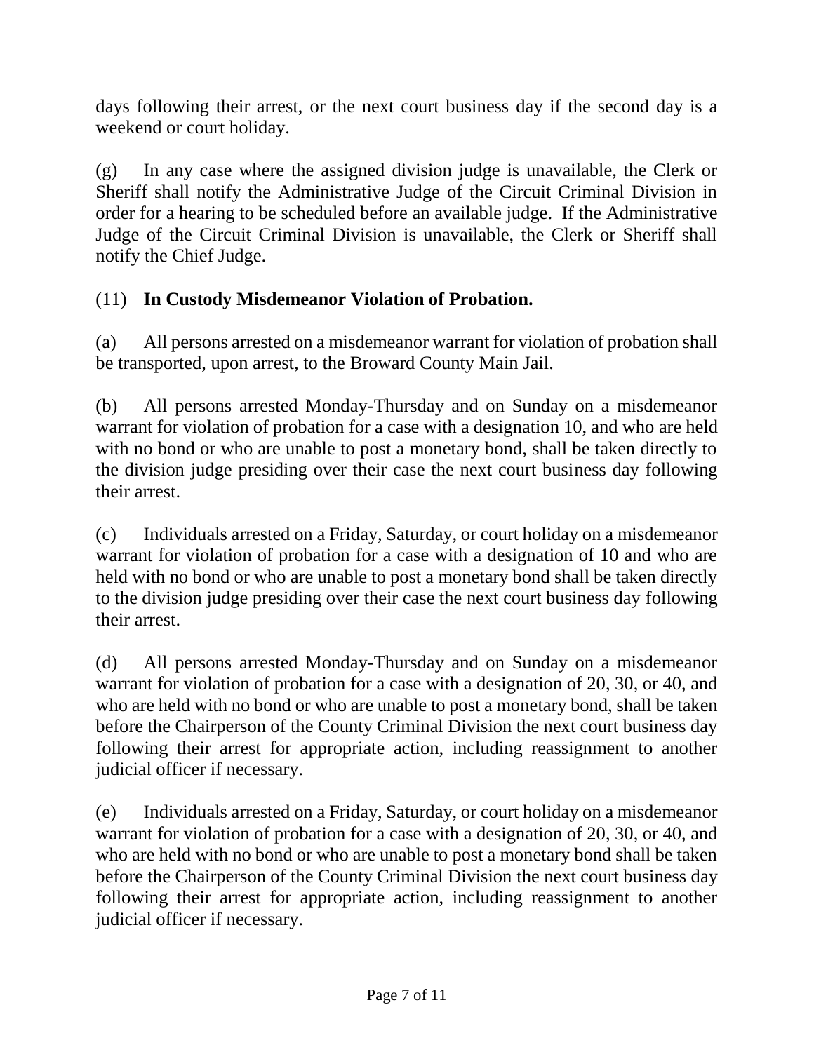days following their arrest, or the next court business day if the second day is a weekend or court holiday.

(g) In any case where the assigned division judge is unavailable, the Clerk or Sheriff shall notify the Administrative Judge of the Circuit Criminal Division in order for a hearing to be scheduled before an available judge. If the Administrative Judge of the Circuit Criminal Division is unavailable, the Clerk or Sheriff shall notify the Chief Judge.

(11) **In Custody Misdemeanor Violation of Probation.**

(a) All persons arrested on a misdemeanor warrant for violation of probation shall be transported, upon arrest, to the Broward County Main Jail.

(b) All persons arrested Monday-Thursday and on Sunday on a misdemeanor warrant for violation of probation for a case with a designation 10, and who are held with no bond or who are unable to post a monetary bond, shall be taken directly to the division judge presiding over their case the next court business day following their arrest.

(c) Individuals arrested on a Friday, Saturday, or court holiday on a misdemeanor warrant for violation of probation for a case with a designation of 10 and who are held with no bond or who are unable to post a monetary bond shall be taken directly to the division judge presiding over their case the next court business day following their arrest.

(d) All persons arrested Monday-Thursday and on Sunday on a misdemeanor warrant for violation of probation for a case with a designation of 20, 30, or 40, and who are held with no bond or who are unable to post a monetary bond, shall be taken before the Chairperson of the County Criminal Division the next court business day following their arrest for appropriate action, including reassignment to another judicial officer if necessary.

(e) Individuals arrested on a Friday, Saturday, or court holiday on a misdemeanor warrant for violation of probation for a case with a designation of 20, 30, or 40, and who are held with no bond or who are unable to post a monetary bond shall be taken before the Chairperson of the County Criminal Division the next court business day following their arrest for appropriate action, including reassignment to another judicial officer if necessary.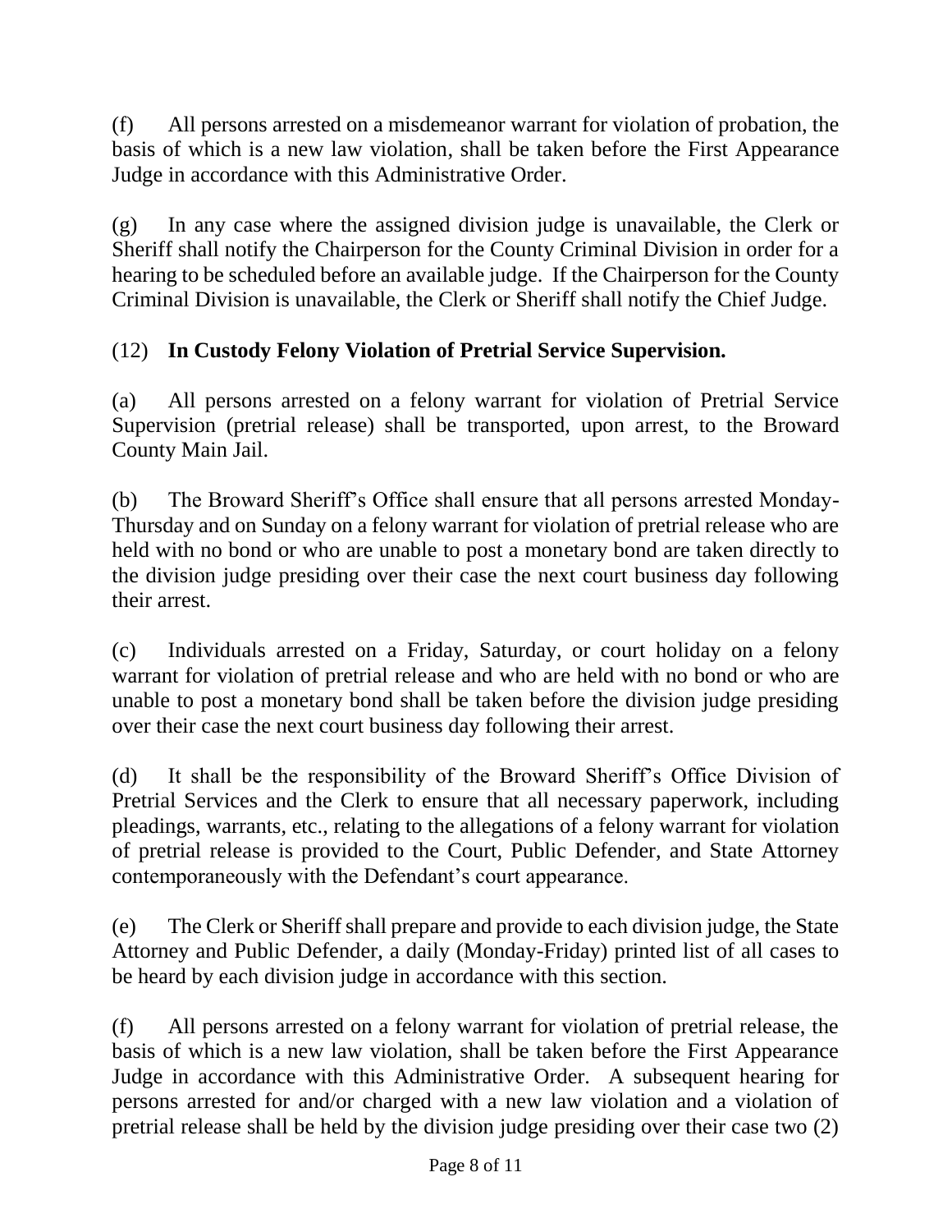(f) All persons arrested on a misdemeanor warrant for violation of probation, the basis of which is a new law violation, shall be taken before the First Appearance Judge in accordance with this Administrative Order.

(g) In any case where the assigned division judge is unavailable, the Clerk or Sheriff shall notify the Chairperson for the County Criminal Division in order for a hearing to be scheduled before an available judge. If the Chairperson for the County Criminal Division is unavailable, the Clerk or Sheriff shall notify the Chief Judge.

(12) **In Custody Felony Violation of Pretrial Service Supervision.**

(a) All persons arrested on a felony warrant for violation of Pretrial Service Supervision (pretrial release) shall be transported, upon arrest, to the Broward County Main Jail.

(b) The Broward Sheriff's Office shall ensure that all persons arrested Monday-Thursday and on Sunday on a felony warrant for violation of pretrial release who are held with no bond or who are unable to post a monetary bond are taken directly to the division judge presiding over their case the next court business day following their arrest.

(c) Individuals arrested on a Friday, Saturday, or court holiday on a felony warrant for violation of pretrial release and who are held with no bond or who are unable to post a monetary bond shall be taken before the division judge presiding over their case the next court business day following their arrest.

(d) It shall be the responsibility of the Broward Sheriff's Office Division of Pretrial Services and the Clerk to ensure that all necessary paperwork, including pleadings, warrants, etc., relating to the allegations of a felony warrant for violation of pretrial release is provided to the Court, Public Defender, and State Attorney contemporaneously with the Defendant's court appearance.

(e) The Clerk or Sheriff shall prepare and provide to each division judge, the State Attorney and Public Defender, a daily (Monday-Friday) printed list of all cases to be heard by each division judge in accordance with this section.

(f) All persons arrested on a felony warrant for violation of pretrial release, the basis of which is a new law violation, shall be taken before the First Appearance Judge in accordance with this Administrative Order. A subsequent hearing for persons arrested for and/or charged with a new law violation and a violation of pretrial release shall be held by the division judge presiding over their case two (2)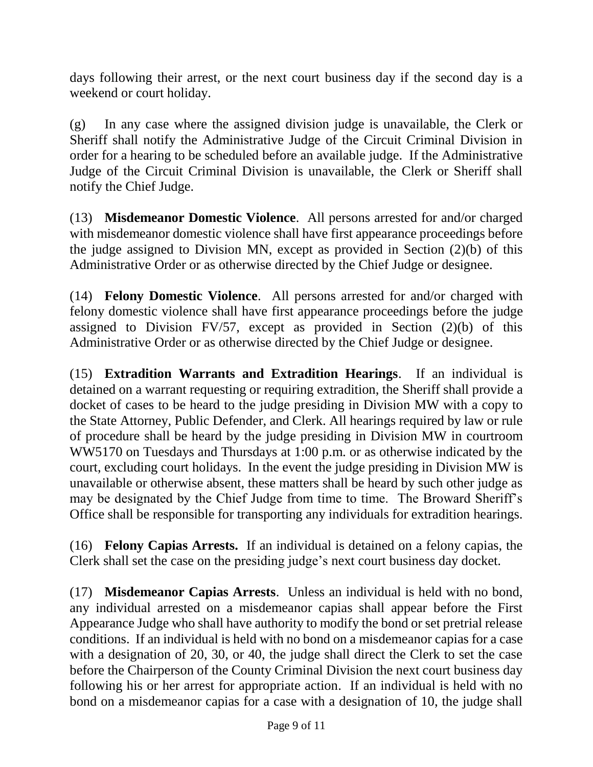days following their arrest, or the next court business day if the second day is a weekend or court holiday.

(g) In any case where the assigned division judge is unavailable, the Clerk or Sheriff shall notify the Administrative Judge of the Circuit Criminal Division in order for a hearing to be scheduled before an available judge. If the Administrative Judge of the Circuit Criminal Division is unavailable, the Clerk or Sheriff shall notify the Chief Judge.

(13) **Misdemeanor Domestic Violence**. All persons arrested for and/or charged with misdemeanor domestic violence shall have first appearance proceedings before the judge assigned to Division MN, except as provided in Section (2)(b) of this Administrative Order or as otherwise directed by the Chief Judge or designee.

(14) **Felony Domestic Violence**. All persons arrested for and/or charged with felony domestic violence shall have first appearance proceedings before the judge assigned to Division FV/57, except as provided in Section (2)(b) of this Administrative Order or as otherwise directed by the Chief Judge or designee.

(15) **Extradition Warrants and Extradition Hearings**. If an individual is detained on a warrant requesting or requiring extradition, the Sheriff shall provide a docket of cases to be heard to the judge presiding in Division MW with a copy to the State Attorney, Public Defender, and Clerk. All hearings required by law or rule of procedure shall be heard by the judge presiding in Division MW in courtroom WW5170 on Tuesdays and Thursdays at 1:00 p.m. or as otherwise indicated by the court, excluding court holidays. In the event the judge presiding in Division MW is unavailable or otherwise absent, these matters shall be heard by such other judge as may be designated by the Chief Judge from time to time. The Broward Sheriff's Office shall be responsible for transporting any individuals for extradition hearings.

(16) **Felony Capias Arrests.** If an individual is detained on a felony capias, the Clerk shall set the case on the presiding judge's next court business day docket.

(17) **Misdemeanor Capias Arrests**. Unless an individual is held with no bond, any individual arrested on a misdemeanor capias shall appear before the First Appearance Judge who shall have authority to modify the bond or set pretrial release conditions. If an individual is held with no bond on a misdemeanor capias for a case with a designation of 20, 30, or 40, the judge shall direct the Clerk to set the case before the Chairperson of the County Criminal Division the next court business day following his or her arrest for appropriate action. If an individual is held with no bond on a misdemeanor capias for a case with a designation of 10, the judge shall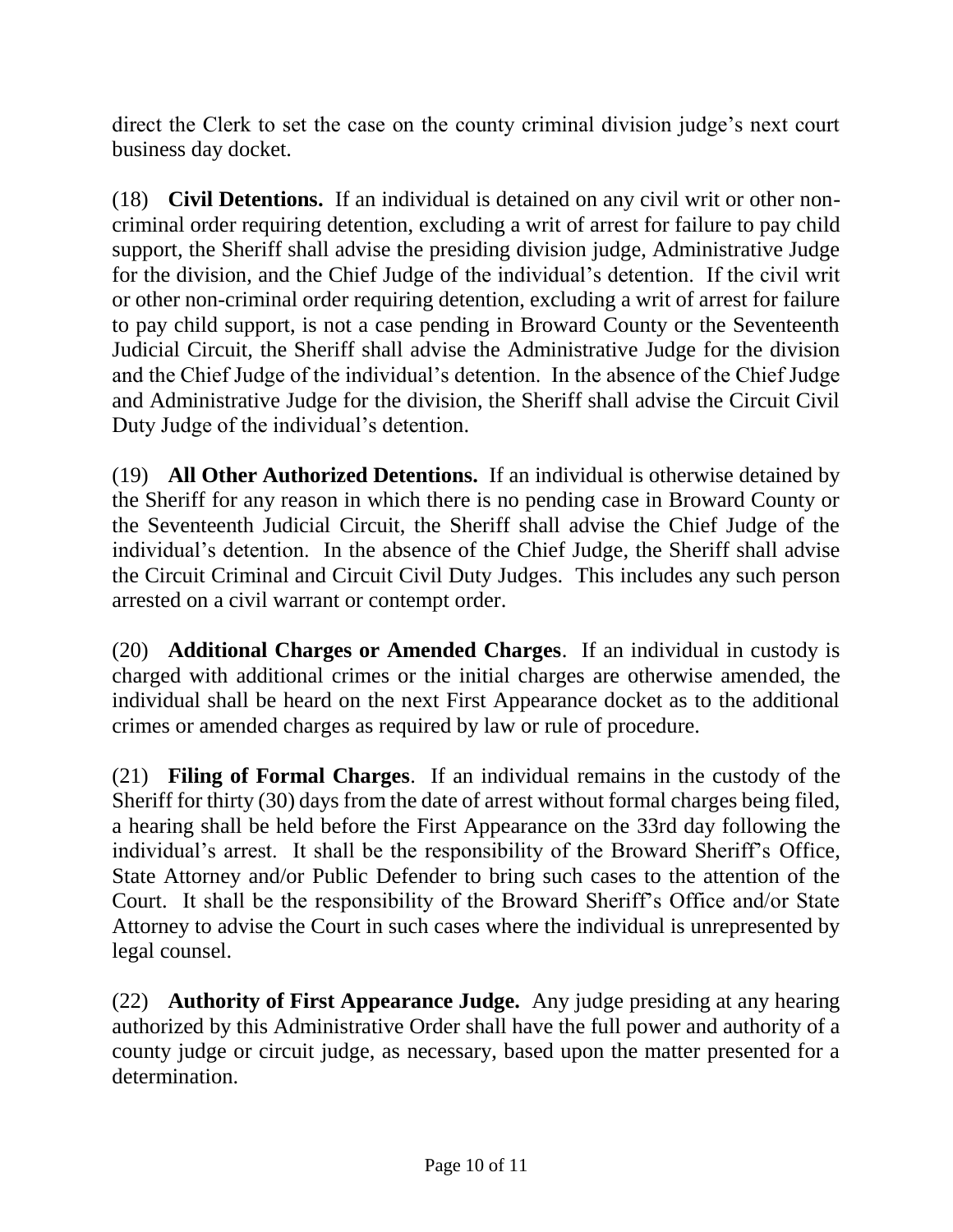direct the Clerk to set the case on the county criminal division judge's next court business day docket.

(18) **Civil Detentions.** If an individual is detained on any civil writ or other non-criminal order requiring detention, excluding a writ of arrest for failure to pay child support, the Sheriff shall advise the presiding division judge, Administrative Judge for the division, and the Chief Judge of the individual's detention. If the civil writ or other non-criminal order requiring detention, excluding a writ of arrest for failure to pay child support, is not a case pending in Broward County or the Seventeenth Judicial Circuit, the Sheriff shall advise the Administrative Judge for the division and the Chief Judge of the individual's detention. In the absence of the Chief Judge and Administrative Judge for the division, the Sheriff shall advise the Circuit Civil Duty Judge of the individual's detention.

(19) **All Other Authorized Detentions.** If an individual is otherwise detained by the Sheriff for any reason in which there is no pending case in Broward County or the Seventeenth Judicial Circuit, the Sheriff shall advise the Chief Judge of the individual's detention. In the absence of the Chief Judge, the Sheriff shall advise the Circuit Criminal and Circuit Civil Duty Judges. This includes any such person arrested on a civil warrant or contempt order.

(20) **Additional Charges or Amended Charges**. If an individual in custody is charged with additional crimes or the initial charges are otherwise amended, the individual shall be heard on the next First Appearance docket as to the additional crimes or amended charges as required by law or rule of procedure.

(21) **Filing of Formal Charges**. If an individual remains in the custody of the Sheriff for thirty (30) days from the date of arrest without formal charges being filed, a hearing shall be held before the First Appearance on the 33rd day following the individual's arrest. It shall be the responsibility of the Broward Sheriff's Office, State Attorney and/or Public Defender to bring such cases to the attention of the Court. It shall be the responsibility of the Broward Sheriff's Office and/or State Attorney to advise the Court in such cases where the individual is unrepresented by legal counsel.

(22) **Authority of First Appearance Judge.** Any judge presiding at any hearing authorized by this Administrative Order shall have the full power and authority of a county judge or circuit judge, as necessary, based upon the matter presented for a determination.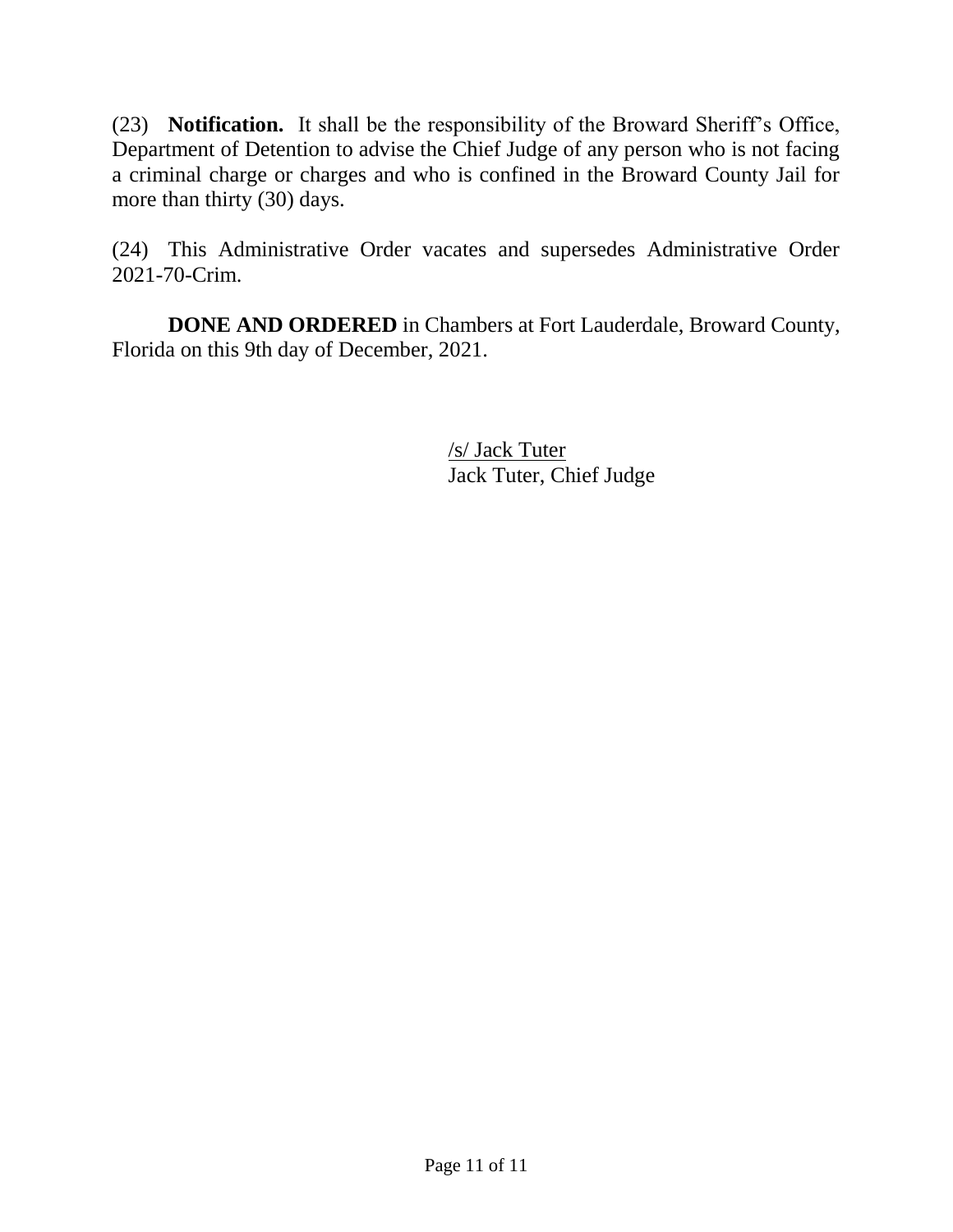(23) **Notification.** It shall be the responsibility of the Broward Sheriff's Office, Department of Detention to advise the Chief Judge of any person who is not facing a criminal charge or charges and who is confined in the Broward County Jail for more than thirty (30) days.

(24) This Administrative Order vacates and supersedes Administrative Order 2021-70-Crim.

**DONE AND ORDERED** in Chambers at Fort Lauderdale, Broward County, Florida on this 9th day of December, 2021.

/s/ Jack Tuter
Jack Tuter, Chief Judge